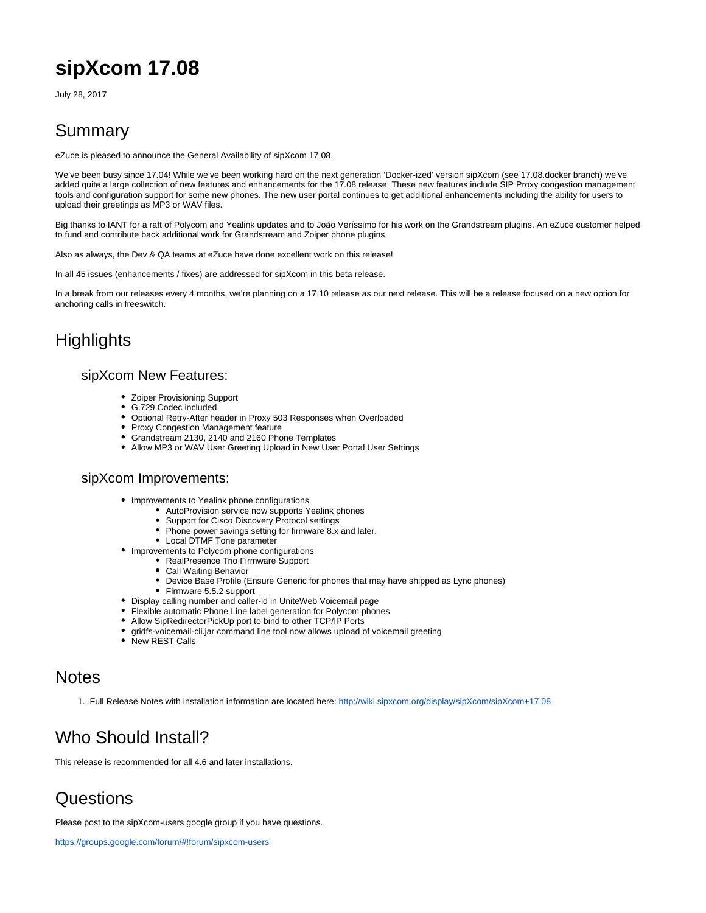# sipXcom 17.08

July 28, 2017

## Summary

eZuce is pleased to announce the General Availability of sipXcom 17.08.

We've been busy since 17.04! While we've been working hard on the next generation 'Docker-ized' version sipXcom (see 17.08.docker branch) we've added quite a large collection of new features and enhancements for the 17.08 release. These new features include SIP Proxy congestion management tools and configuration support for some new phones. The new user portal continues to get additional enhancements including the ability for users to upload their greetings as MP3 or WAV files.

Big thanks to IANT for a raft of Polycom and Yealink updates and to João Veríssimo for his work on the Grandstream plugins. An eZuce customer helped to fund and contribute back additional work for Grandstream and Zoiper phone plugins.

Also as always, the Dev & QA teams at eZuce have done excellent work on this release!

In all 45 issues (enhancements / fixes) are addressed for sipXcom in this beta release.

In a break from our releases every 4 months, we're planning on a 17.10 release as our next release. This will be a release focused on a new option for anchoring calls in freeswitch.

## Highlights

### sipXcom New Features:

- Zoiper Provisioning Support
- G.729 Codec included
- Optional Retry-After header in Proxy 503 Responses when Overloaded
- Proxy Congestion Management feature
- Grandstream 2130, 2140 and 2160 Phone Templates
- Allow MP3 or WAV User Greeting Upload in New User Portal User Settings

### sipXcom Improvements:

- Improvements to Yealink phone configurations
  - AutoProvision service now supports Yealink phones
  - Support for Cisco Discovery Protocol settings
  - Phone power savings setting for firmware 8.x and later.
  - Local DTMF Tone parameter
- Improvements to Polycom phone configurations
  - RealPresence Trio Firmware Support
  - Call Waiting Behavior
  - Device Base Profile (Ensure Generic for phones that may have shipped as Lync phones)
  - Firmware 5.5.2 support
- Display calling number and caller-id in UniteWeb Voicemail page
- Flexible automatic Phone Line label generation for Polycom phones
- Allow SipRedirectorPickUp port to bind to other TCP/IP Ports
- gridfs-voicemail-cli.jar command line tool now allows upload of voicemail greeting
- New REST Calls

## Notes

1. Full Release Notes with installation information are located here: http://wiki.sipxcom.org/display/sipXcom/sipXcom+17.08

## Who Should Install?

This release is recommended for all 4.6 and later installations.

## Questions

Please post to the sipXcom-users google group if you have questions.

https://groups.google.com/forum/#!forum/sipxcom-users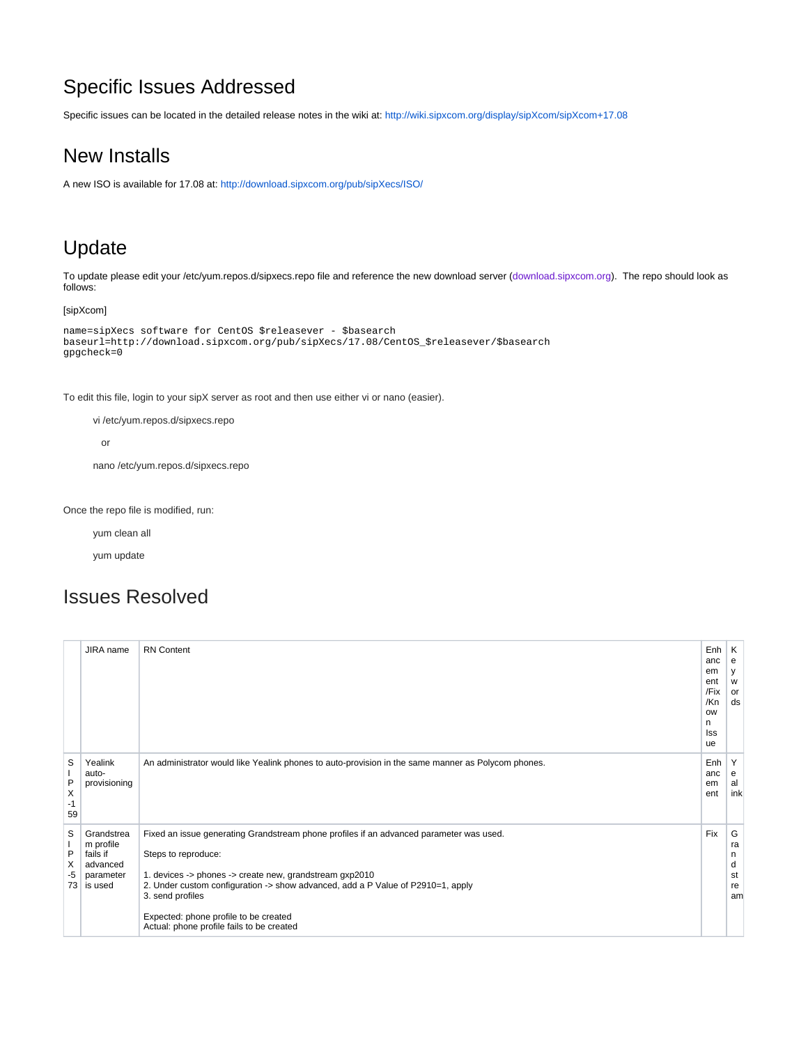## Specific Issues Addressed

Specific issues can be located in the detailed release notes in the wiki at: http://wiki.sipxcom.org/display/sipXcom/sipXcom+17.08

## New Installs

A new ISO is available for 17.08 at: http://download.sipxcom.org/pub/sipXecs/ISO/

## Update

To update please edit your /etc/yum.repos.d/sipxecs.repo file and reference the new download server (download.sipxcom.org). The repo should look as follows:

[sipXcom]

```
name=sipXecs software for CentOS $releasever - $basearch
baseurl=http://download.sipxcom.org/pub/sipXecs/17.08/CentOS_$releasever/$basearch
gpgcheck=0
```

To edit this file, login to your sipX server as root and then use either vi or nano (easier).

vi /etc/yum.repos.d/sipxecs.repo

or

nano /etc/yum.repos.d/sipxecs.repo

Once the repo file is modified, run:

yum clean all

yum update

## Issues Resolved

| | JIRA name | RN Content | Enhancement/Fix/Known Issue | Keywords |
|---|---|---|---|---|
| SIPX-159 | Yealink auto-provisioning | An administrator would like Yealink phones to auto-provision in the same manner as Polycom phones. | Enhancement | Yealink |
| SIPX-573 | Grandstream profile fails if advanced parameter is used | Fixed an issue generating Grandstream phone profiles if an advanced parameter was used.<br><br>Steps to reproduce:<br><br>1. devices -> phones -> create new, grandstream gxp2010<br>2. Under custom configuration -> show advanced, add a P Value of P2910=1, apply<br>3. send profiles<br><br>Expected: phone profile to be created<br>Actual: phone profile fails to be created | Fix | Grandstream |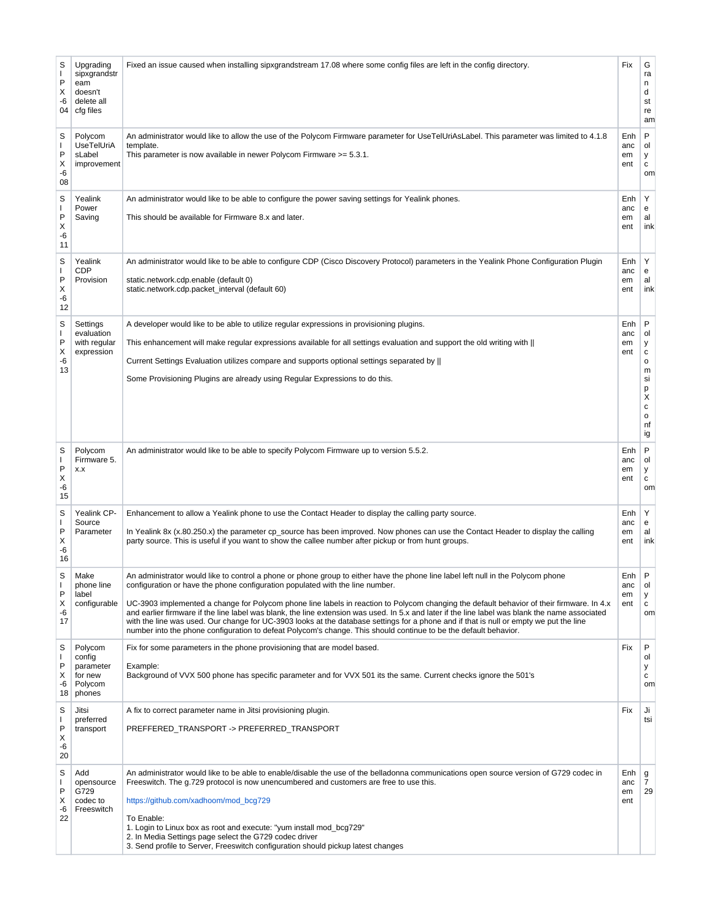| SIPX-604 | Upgrading sipxgrandstream doesn't delete all cfg files | Fixed an issue caused when installing sipxgrandstream 17.08 where some config files are left in the config directory. | Fix | Grandstream |
|---|---|---|---|---|
| SIPX-608 | Polycom UseTelUriAsLabel improvement | An administrator would like to allow the use of the Polycom Firmware parameter for UseTelUriAsLabel. This parameter was limited to 4.1.8 template.<br>This parameter is now available in newer Polycom Firmware >= 5.3.1. | Enhancement | Polycom |
| SIPX-611 | Yealink Power Saving | An administrator would like to be able to configure the power saving settings for Yealink phones.<br><br>This should be available for Firmware 8.x and later. | Enhancement | Yealink |
| SIPX-612 | Yealink CDP Provision | An administrator would like to be able to configure CDP (Cisco Discovery Protocol) parameters in the Yealink Phone Configuration Plugin<br><br>static.network.cdp.enable (default 0)<br>static.network.cdp.packet_interval (default 60) | Enhancement | Yealink |
| SIPX-613 | Settings evaluation with regular expression | A developer would like to be able to utilize regular expressions in provisioning plugins.<br><br>This enhancement will make regular expressions available for all settings evaluation and support the old writing with \|\|<br><br>Current Settings Evaluation utilizes compare and supports optional settings separated by \|\|<br><br>Some Provisioning Plugins are already using Regular Expressions to do this. | Enhancement | PolycomsipXconfig |
| SIPX-615 | Polycom Firmware 5.x.x | An administrator would like to be able to specify Polycom Firmware up to version 5.5.2. | Enhancement | Polycom |
| SIPX-616 | Yealink CP-Source Parameter | Enhancement to allow a Yealink phone to use the Contact Header to display the calling party source.<br><br>In Yealink 8x (x.80.250.x) the parameter cp_source has been improved. Now phones can use the Contact Header to display the calling party source. This is useful if you want to show the callee number after pickup or from hunt groups. | Enhancement | Yealink |
| SIPX-617 | Make phone line label configurable | An administrator would like to control a phone or phone group to either have the phone line label left null in the Polycom phone configuration or have the phone configuration populated with the line number.<br><br>UC-3903 implemented a change for Polycom phone line labels in reaction to Polycom changing the default behavior of their firmware. In 4.x and earlier firmware if the line label was blank, the line extension was used. In 5.x and later if the line label was blank the name associated with the line was used. Our change for UC-3903 looks at the database settings for a phone and if that is null or empty we put the line number into the phone configuration to defeat Polycom's change. This should continue to be the default behavior. | Enhancement | Polycom |
| SIPX-618 | Polycom config parameter for new Polycom phones | Fix for some parameters in the phone provisioning that are model based.<br><br>Example:<br>Background of VVX 500 phone has specific parameter and for VVX 501 its the same. Current checks ignore the 501's | Fix | Polycom |
| SIPX-620 | Jitsi preferred transport | A fix to correct parameter name in Jitsi provisioning plugin.<br><br>PREFFERED_TRANSPORT -> PREFERRED_TRANSPORT | Fix | Jitsi |
| SIPX-622 | Add opensource G729 codec to Freeswitch | An administrator would like to be able to enable/disable the use of the belladonna communications open source version of G729 codec in Freeswitch. The g.729 protocol is now unencumbered and customers are free to use this.<br><br>https://github.com/xadhoom/mod_bcg729<br><br>To Enable:<br>1. Login to Linux box as root and execute: "yum install mod_bcg729"<br>2. In Media Settings page select the G729 codec driver<br>3. Send profile to Server, Freeswitch configuration should pickup latest changes | Enhancement | g729 |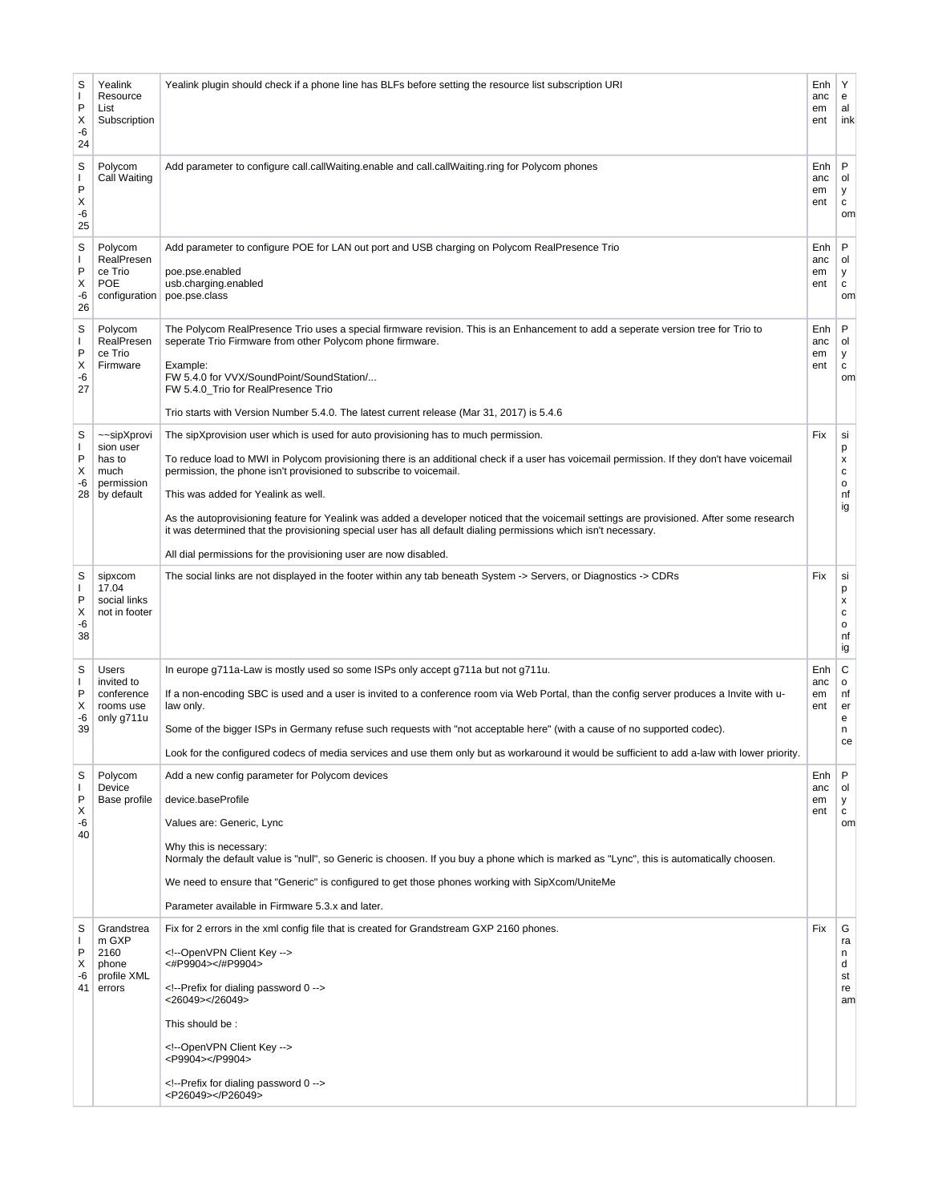| SIPX-624 | Yealink Resource List Subscription | Yealink plugin should check if a phone line has BLFs before setting the resource list subscription URI | Enhancement | Yealink |
|---|---|---|---|---|
| SIPX-625 | Polycom Call Waiting | Add parameter to configure call.callWaiting.enable and call.callWaiting.ring for Polycom phones | Enhancement | Polycom |
| SIPX-626 | Polycom RealPresence Trio POE configuration | Add parameter to configure POE for LAN out port and USB charging on Polycom RealPresence Trio<br><br>poe.pse.enabled<br>usb.charging.enabled<br>poe.pse.class | Enhancement | Polycom |
| SIPX-627 | Polycom RealPresence Trio Firmware | The Polycom RealPresence Trio uses a special firmware revision. This is an Enhancement to add a seperate version tree for Trio to seperate Trio Firmware from other Polycom phone firmware.<br><br>Example:<br>FW 5.4.0 for VVX/SoundPoint/SoundStation/...<br>FW 5.4.0_Trio for RealPresence Trio<br><br>Trio starts with Version Number 5.4.0. The latest current release (Mar 31, 2017) is 5.4.6 | Enhancement | Polycom |
| SIPX-628 | ~~sipXprovision user has to much permission by default | The sipXprovision user which is used for auto provisioning has to much permission.<br><br>To reduce load to MWI in Polycom provisioning there is an additional check if a user has voicemail permission. If they don't have voicemail permission, the phone isn't provisioned to subscribe to voicemail.<br><br>This was added for Yealink as well.<br><br>As the autoprovisioning feature for Yealink was added a developer noticed that the voicemail settings are provisioned. After some research it was determined that the provisioning special user has all default dialing permissions which isn't necessary.<br><br>All dial permissions for the provisioning user are now disabled. | Fix | sipxconfig |
| SIPX-638 | sipxcom 17.04 social links not in footer | The social links are not displayed in the footer within any tab beneath System -> Servers, or Diagnostics -> CDRs | Fix | sipxconfig |
| SIPX-639 | Users invited to conference rooms use only g711u | In europe g711a-Law is mostly used so some ISPs only accept g711a but not g711u.<br><br>If a non-encoding SBC is used and a user is invited to a conference room via Web Portal, than the config server produces a Invite with u-law only.<br><br>Some of the bigger ISPs in Germany refuse such requests with "not acceptable here" (with a cause of no supported codec).<br><br>Look for the configured codecs of media services and use them only but as workaround it would be sufficient to add a-law with lower priority. | Enhancement | Conference |
| SIPX-640 | Polycom Device Base profile | Add a new config parameter for Polycom devices<br><br>device.baseProfile<br><br>Values are: Generic, Lync<br><br>Why this is necessary:<br>Normaly the default value is "null", so Generic is choosen. If you buy a phone which is marked as "Lync", this is automatically choosen.<br><br>We need to ensure that "Generic" is configured to get those phones working with SipXcom/UniteMe<br><br>Parameter available in Firmware 5.3.x and later. | Enhancement | Polycom |
| SIPX-641 | Grandstream GXP 2160 phone profile XML errors | Fix for 2 errors in the xml config file that is created for Grandstream GXP 2160 phones.<br><br>&lt;!--OpenVPN Client Key --&gt;<br>&lt;#P9904&gt;&lt;/#P9904&gt;<br><br>&lt;!--Prefix for dialing password 0 --&gt;<br>&lt;26049&gt;&lt;/26049&gt;<br><br>This should be :<br><br>&lt;!--OpenVPN Client Key --&gt;<br>&lt;P9904&gt;&lt;/P9904&gt;<br><br>&lt;!--Prefix for dialing password 0 --&gt;<br>&lt;P26049&gt;&lt;/P26049&gt; | Fix | Grandstream |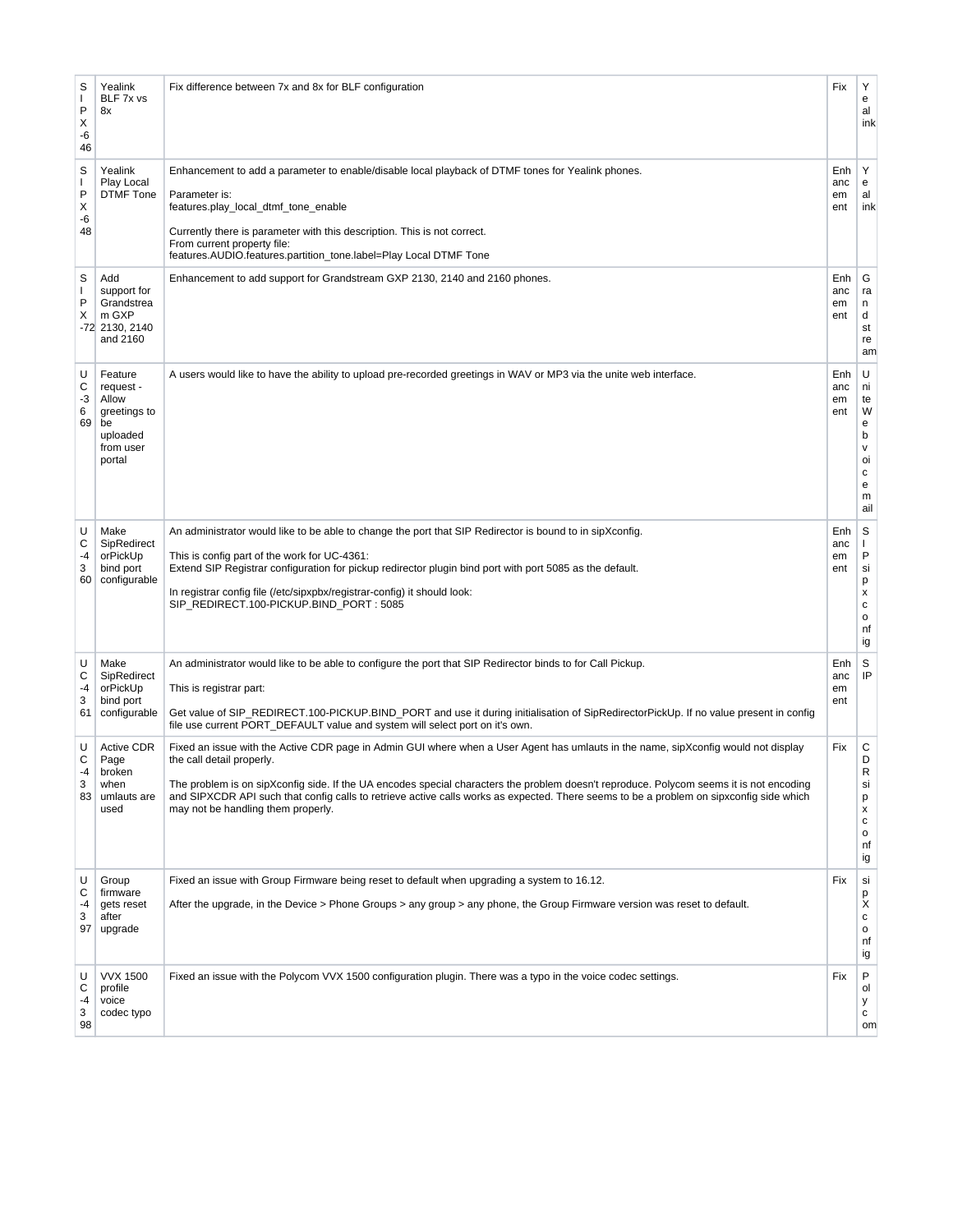| SIPX-646 | Yealink BLF 7x vs 8x | Fix difference between 7x and 8x for BLF configuration | Fix | Yealink |
|---|---|---|---|---|
| SIPX-648 | Yealink Play Local DTMF Tone | Enhancement to add a parameter to enable/disable local playback of DTMF tones for Yealink phones.<br><br>Parameter is:<br>features.play_local_dtmf_tone_enable<br><br>Currently there is parameter with this description. This is not correct.<br>From current property file:<br>features.AUDIO.features.partition_tone.label=Play Local DTMF Tone | Enhancement | Yealink |
| SIPX-72 | Add support for Grandstream GXP 2130, 2140 and 2160 | Enhancement to add support for Grandstream GXP 2130, 2140 and 2160 phones. | Enhancement | Grandstream |
| UC-3669 | Feature request - Allow greetings to be uploaded from user portal | A users would like to have the ability to upload pre-recorded greetings in WAV or MP3 via the unite web interface. | Enhancement | UniteWebvoicemail |
| UC-4360 | Make SipRedirectorPickUp bind port configurable | An administrator would like to be able to change the port that SIP Redirector is bound to in sipXconfig.<br><br>This is config part of the work for UC-4361:<br>Extend SIP Registrar configuration for pickup redirector plugin bind port with port 5085 as the default.<br><br>In registrar config file (/etc/sipxpbx/registrar-config) it should look:<br>SIP_REDIRECT.100-PICKUP.BIND_PORT : 5085 | Enhancement | SIPsipxconfig |
| UC-4361 | Make SipRedirectorPickUp bind port configurable | An administrator would like to be able to configure the port that SIP Redirector binds to for Call Pickup.<br><br>This is registrar part:<br><br>Get value of SIP_REDIRECT.100-PICKUP.BIND_PORT and use it during initialisation of SipRedirectorPickUp. If no value present in config file use current PORT_DEFAULT value and system will select port on it's own. | Enhancement | SIP |
| UC-4383 | Active CDR Page broken when umlauts are used | Fixed an issue with the Active CDR page in Admin GUI where when a User Agent has umlauts in the name, sipXconfig would not display the call detail properly.<br><br>The problem is on sipXconfig side. If the UA encodes special characters the problem doesn't reproduce. Polycom seems it is not encoding and SIPXCDR API such that config calls to retrieve active calls works as expected. There seems to be a problem on sipxconfig side which may not be handling them properly. | Fix | CDRsipxconfig |
| UC-4397 | Group firmware gets reset after upgrade | Fixed an issue with Group Firmware being reset to default when upgrading a system to 16.12.<br><br>After the upgrade, in the Device > Phone Groups > any group > any phone, the Group Firmware version was reset to default. | Fix | sipXconfig |
| UC-4398 | VVX 1500 profile voice codec typo | Fixed an issue with the Polycom VVX 1500 configuration plugin. There was a typo in the voice codec settings. | Fix | Polycom |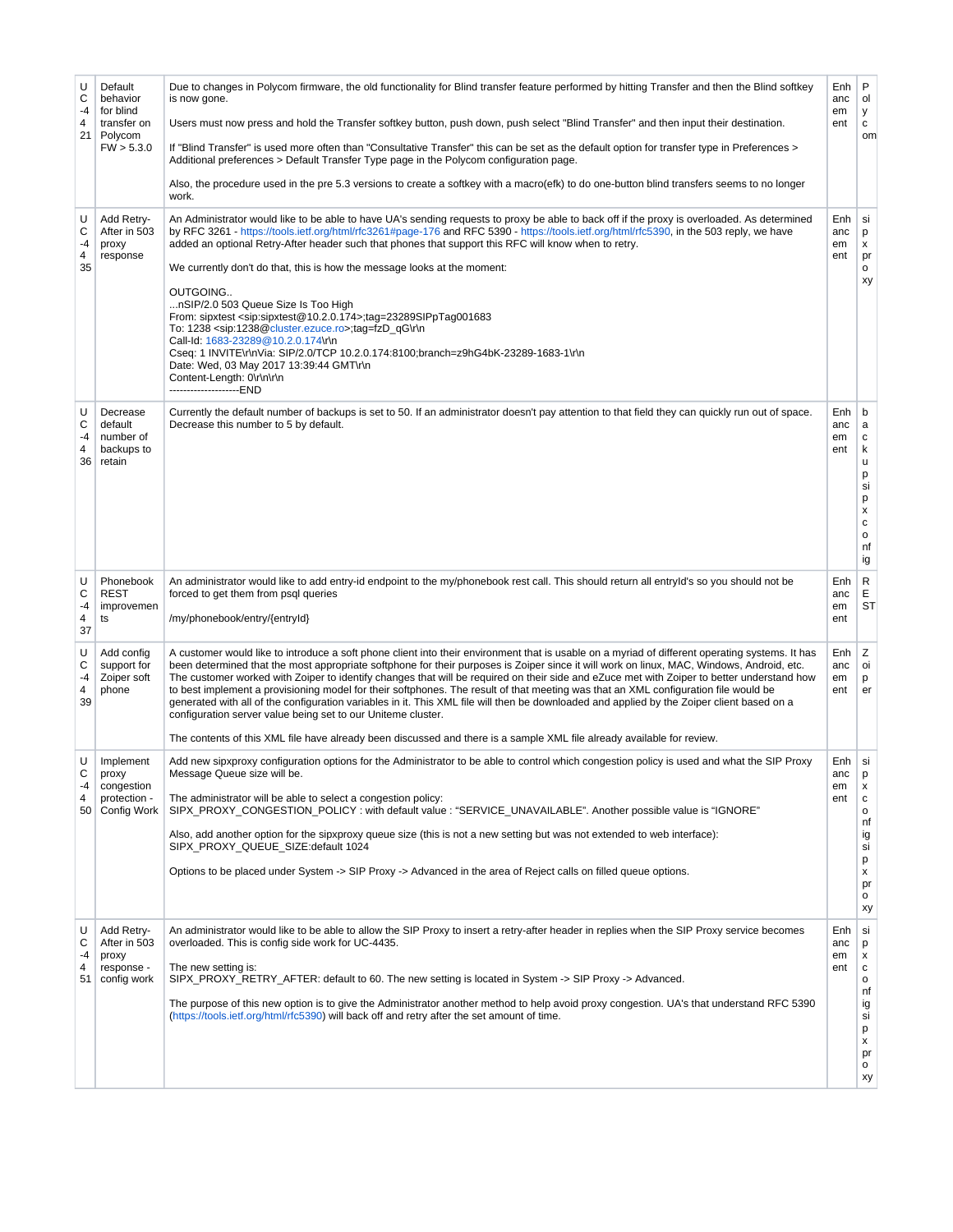| UC-4421 | Default behavior for blind transfer on Polycom FW > 5.3.0 | Due to changes in Polycom firmware, the old functionality for Blind transfer feature performed by hitting Transfer and then the Blind softkey is now gone.<br><br>Users must now press and hold the Transfer softkey button, push down, push select "Blind Transfer" and then input their destination.<br><br>If "Blind Transfer" is used more often than "Consultative Transfer" this can be set as the default option for transfer type in Preferences > Additional preferences > Default Transfer Type page in the Polycom configuration page.<br><br>Also, the procedure used in the pre 5.3 versions to create a softkey with a macro(efk) to do one-button blind transfers seems to no longer work. | Enhancement | Polycom |
|---|---|---|---|---|
| UC-4435 | Add Retry-After in 503 proxy response | An Administrator would like to be able to have UA's sending requests to proxy be able to back off if the proxy is overloaded. As determined by RFC 3261 - https://tools.ietf.org/html/rfc3261#page-176 and RFC 5390 - https://tools.ietf.org/html/rfc5390, in the 503 reply, we have added an optional Retry-After header such that phones that support this RFC will know when to retry.<br><br>We currently don't do that, this is how the message looks at the moment:<br><br>OUTGOING..<br>...nSIP/2.0 503 Queue Size Is Too High<br>From: sipxtest <sip:sipxtest@10.2.0.174>;tag=23289SIPpTag001683<br>To: 1238 <sip:1238@cluster.ezuce.ro>;tag=fzD_qG\r\n<br>Call-Id: 1683-23289@10.2.0.174\r\n<br>Cseq: 1 INVITE\r\nVia: SIP/2.0/TCP 10.2.0.174:8100;branch=z9hG4bK-23289-1683-1\r\n<br>Date: Wed, 03 May 2017 13:39:44 GMT\r\n<br>Content-Length: 0\r\n\r\n<br>--------------------END | Enhancement | sipxproxy |
| UC-4436 | Decrease default number of backups to retain | Currently the default number of backups is set to 50. If an administrator doesn't pay attention to that field they can quickly run out of space. Decrease this number to 5 by default. | Enhancement | backup sipxconfig |
| UC-4437 | Phonebook REST improvements | An administrator would like to add entry-id endpoint to the my/phonebook rest call. This should return all entryId's so you should not be forced to get them from psql queries<br><br>/my/phonebook/entry/{entryId} | Enhancement | REST |
| UC-4439 | Add config support for Zoiper soft phone | A customer would like to introduce a soft phone client into their environment that is usable on a myriad of different operating systems. It has been determined that the most appropriate softphone for their purposes is Zoiper since it will work on linux, MAC, Windows, Android, etc. The customer worked with Zoiper to identify changes that will be required on their side and eZuce met with Zoiper to better understand how to best implement a provisioning model for their softphones. The result of that meeting was that an XML configuration file would be generated with all of the configuration variables in it. This XML file will then be downloaded and applied by the Zoiper client based on a configuration server value being set to our Uniteme cluster.<br><br>The contents of this XML file have already been discussed and there is a sample XML file already available for review. | Enhancement | Zoiper |
| UC-4450 | Implement proxy congestion protection - Config Work | Add new sipxproxy configuration options for the Administrator to be able to control which congestion policy is used and what the SIP Proxy Message Queue size will be.<br><br>The administrator will be able to select a congestion policy:<br>SIPX_PROXY_CONGESTION_POLICY : with default value : “SERVICE_UNAVAILABLE”. Another possible value is “IGNORE”<br><br>Also, add another option for the sipxproxy queue size (this is not a new setting but was not extended to web interface):<br>SIPX_PROXY_QUEUE_SIZE:default 1024<br><br>Options to be placed under System -> SIP Proxy -> Advanced in the area of Reject calls on filled queue options. | Enhancement | sipxconfig sipxproxy |
| UC-4451 | Add Retry-After in 503 proxy response - config work | An administrator would like to be able to allow the SIP Proxy to insert a retry-after header in replies when the SIP Proxy service becomes overloaded. This is config side work for UC-4435.<br><br>The new setting is:<br>SIPX_PROXY_RETRY_AFTER: default to 60. The new setting is located in System -> SIP Proxy -> Advanced.<br><br>The purpose of this new option is to give the Administrator another method to help avoid proxy congestion. UA's that understand RFC 5390 (https://tools.ietf.org/html/rfc5390) will back off and retry after the set amount of time. | Enhancement | sipxconfig sipxproxy |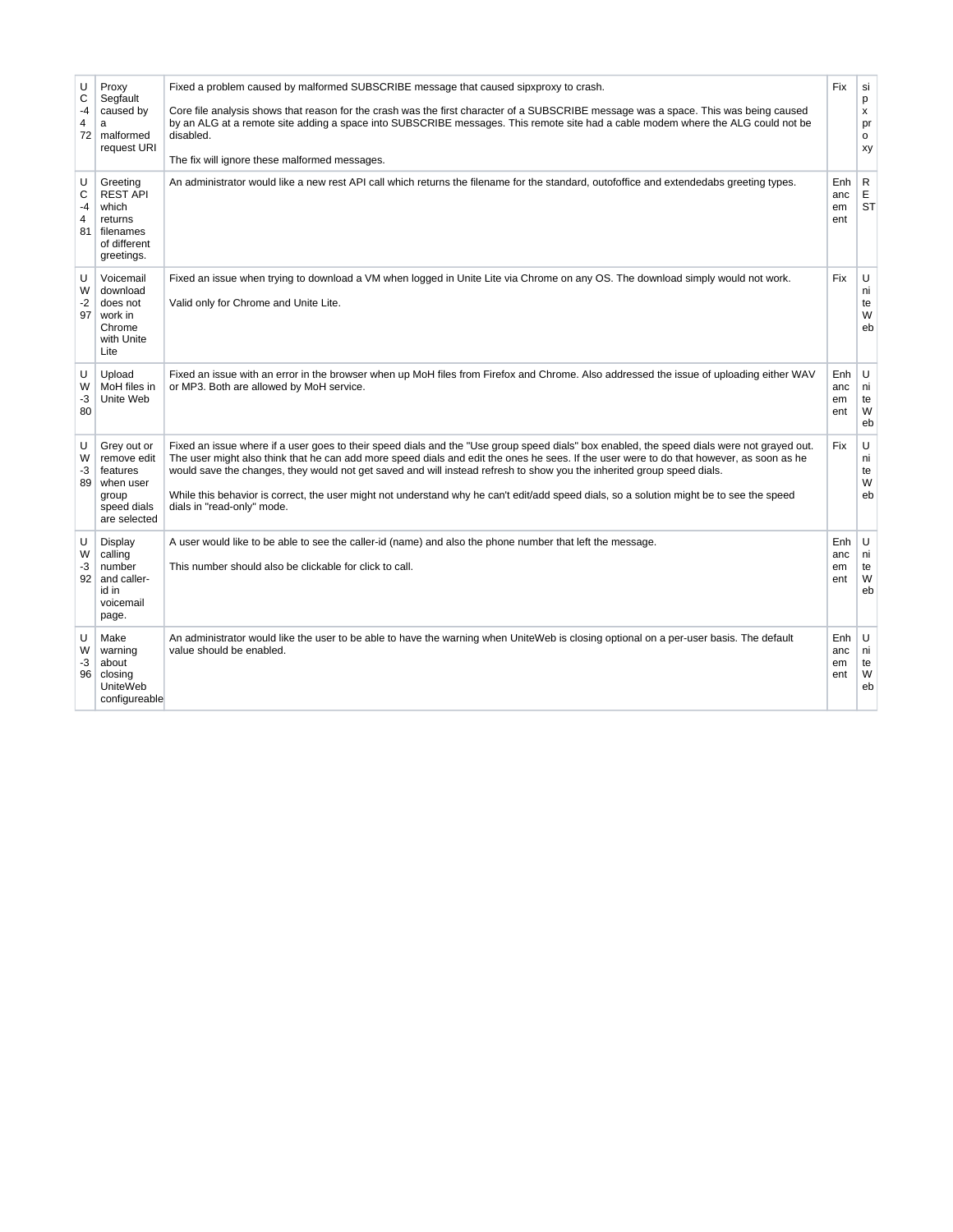| | | | | |
|---|---|---|---|---|
| UC-4472 | Proxy Segfault caused by a malformed request URI | Fixed a problem caused by malformed SUBSCRIBE message that caused sipxproxy to crash.<br><br>Core file analysis shows that reason for the crash was the first character of a SUBSCRIBE message was a space. This was being caused by an ALG at a remote site adding a space into SUBSCRIBE messages. This remote site had a cable modem where the ALG could not be disabled.<br><br>The fix will ignore these malformed messages. | Fix | sipproxy |
| UC-4481 | Greeting REST API which returns filenames of different greetings. | An administrator would like a new rest API call which returns the filename for the standard, outofoffice and extendedabs greeting types. | Enhancement | REST |
| UW-297 | Voicemail download does not work in Chrome with Unite Lite | Fixed an issue when trying to download a VM when logged in Unite Lite via Chrome on any OS. The download simply would not work.<br><br>Valid only for Chrome and Unite Lite. | Fix | UniteWeb |
| UW-380 | Upload MoH files in Unite Web | Fixed an issue with an error in the browser when up MoH files from Firefox and Chrome. Also addressed the issue of uploading either WAV or MP3. Both are allowed by MoH service. | Enhancement | UniteWeb |
| UW-389 | Grey out or remove edit features when user group speed dials are selected | Fixed an issue where if a user goes to their speed dials and the "Use group speed dials" box enabled, the speed dials were not grayed out. The user might also think that he can add more speed dials and edit the ones he sees. If the user were to do that however, as soon as he would save the changes, they would not get saved and will instead refresh to show you the inherited group speed dials.<br><br>While this behavior is correct, the user might not understand why he can't edit/add speed dials, so a solution might be to see the speed dials in "read-only" mode. | Fix | UniteWeb |
| UW-392 | Display calling number and caller-id in voicemail page. | A user would like to be able to see the caller-id (name) and also the phone number that left the message.<br><br>This number should also be clickable for click to call. | Enhancement | UniteWeb |
| UW-396 | Make warning about closing UniteWeb configureable | An administrator would like the user to be able to have the warning when UniteWeb is closing optional on a per-user basis. The default value should be enabled. | Enhancement | UniteWeb |